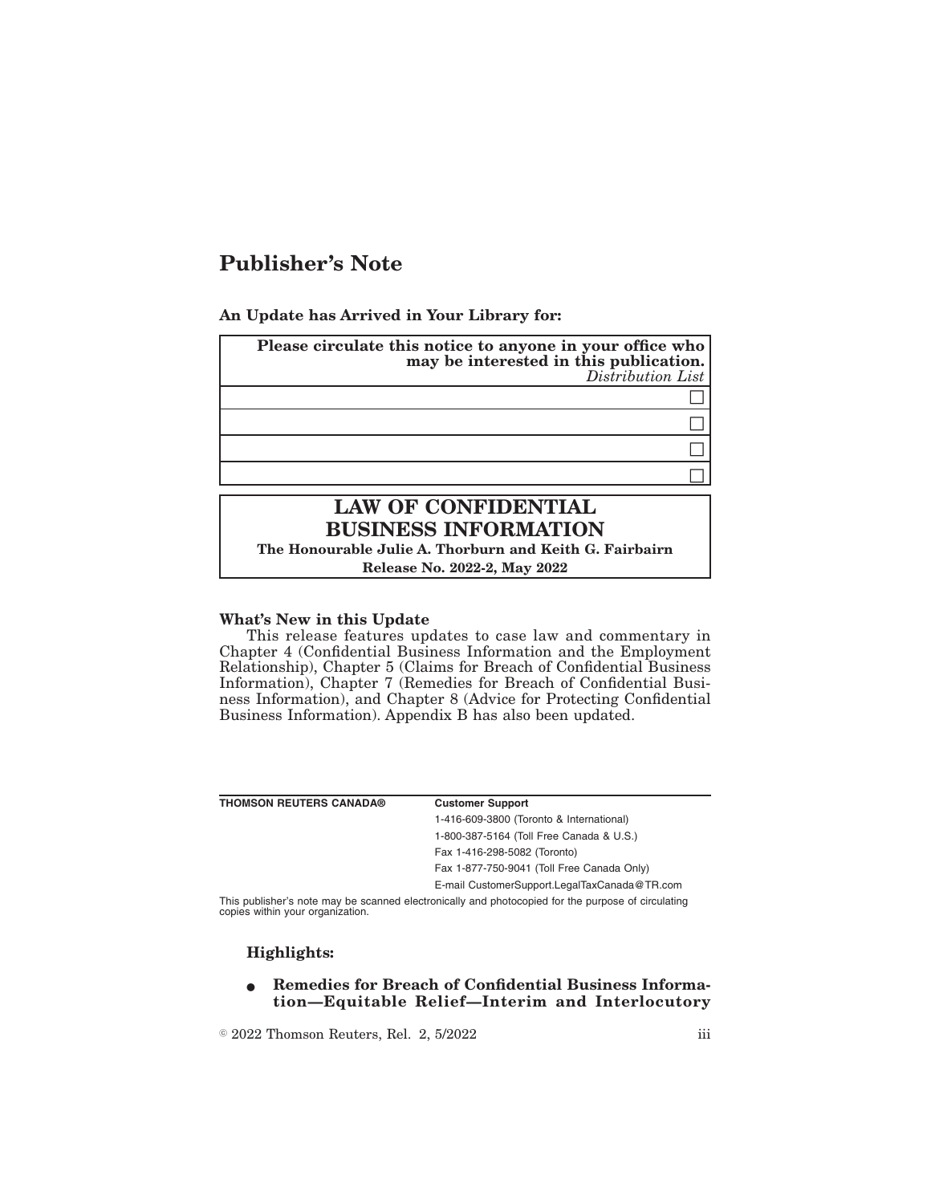# Publisher's Note

**An Update has Arrived in Your Library for:**

| **Please circulate this notice to anyone in your office who may be interested in this publication.** *Distribution List* |
|---|
| ☐ |
| ☐ |
| ☐ |
| ☐ |

## LAW OF CONFIDENTIAL BUSINESS INFORMATION

**The Honourable Julie A. Thorburn and Keith G. Fairbairn**

**Release No. 2022-2, May 2022**

**What's New in this Update**

This release features updates to case law and commentary in Chapter 4 (Confidential Business Information and the Employment Relationship), Chapter 5 (Claims for Breach of Confidential Business Information), Chapter 7 (Remedies for Breach of Confidential Business Information), and Chapter 8 (Advice for Protecting Confidential Business Information). Appendix B has also been updated.

| **THOMSON REUTERS CANADA®** | **Customer Support** |
|---|---|
| | 1-416-609-3800 (Toronto & International) |
| | 1-800-387-5164 (Toll Free Canada & U.S.) |
| | Fax 1-416-298-5082 (Toronto) |
| | Fax 1-877-750-9041 (Toll Free Canada Only) |
| | E-mail CustomerSupport.LegalTaxCanada@TR.com |

This publisher's note may be scanned electronically and photocopied for the purpose of circulating copies within your organization.

**Highlights:**

- **Remedies for Breach of Confidential Business Information—Equitable Relief—Interim and Interlocutory**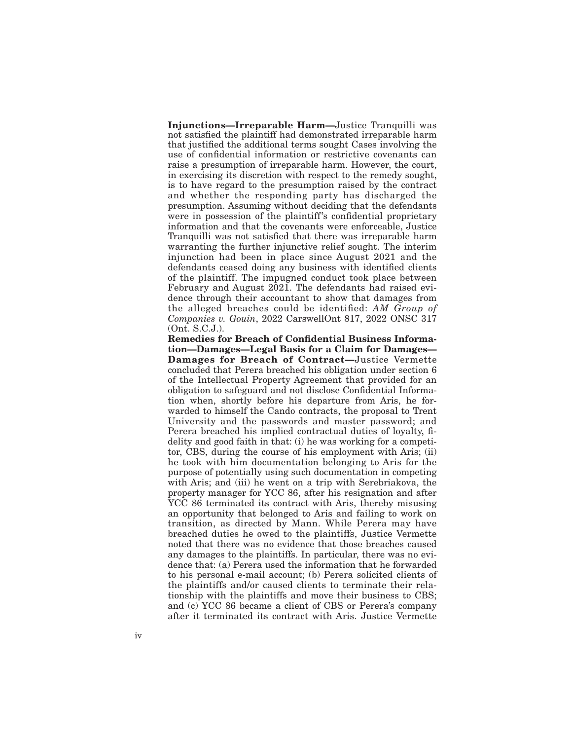**Injunctions—Irreparable Harm—**Justice Tranquilli was not satisfied the plaintiff had demonstrated irreparable harm that justified the additional terms sought Cases involving the use of confidential information or restrictive covenants can raise a presumption of irreparable harm. However, the court, in exercising its discretion with respect to the remedy sought, is to have regard to the presumption raised by the contract and whether the responding party has discharged the presumption. Assuming without deciding that the defendants were in possession of the plaintiff's confidential proprietary information and that the covenants were enforceable, Justice Tranquilli was not satisfied that there was irreparable harm warranting the further injunctive relief sought. The interim injunction had been in place since August 2021 and the defendants ceased doing any business with identified clients of the plaintiff. The impugned conduct took place between February and August 2021. The defendants had raised evidence through their accountant to show that damages from the alleged breaches could be identified: *AM Group of Companies v. Gouin*, 2022 CarswellOnt 817, 2022 ONSC 317 (Ont. S.C.J.).

**Remedies for Breach of Confidential Business Information—Damages—Legal Basis for a Claim for Damages—Damages for Breach of Contract—**Justice Vermette concluded that Perera breached his obligation under section 6 of the Intellectual Property Agreement that provided for an obligation to safeguard and not disclose Confidential Information when, shortly before his departure from Aris, he forwarded to himself the Cando contracts, the proposal to Trent University and the passwords and master password; and Perera breached his implied contractual duties of loyalty, fidelity and good faith in that: (i) he was working for a competitor, CBS, during the course of his employment with Aris; (ii) he took with him documentation belonging to Aris for the purpose of potentially using such documentation in competing with Aris; and (iii) he went on a trip with Serebriakova, the property manager for YCC 86, after his resignation and after YCC 86 terminated its contract with Aris, thereby misusing an opportunity that belonged to Aris and failing to work on transition, as directed by Mann. While Perera may have breached duties he owed to the plaintiffs, Justice Vermette noted that there was no evidence that those breaches caused any damages to the plaintiffs. In particular, there was no evidence that: (a) Perera used the information that he forwarded to his personal e-mail account; (b) Perera solicited clients of the plaintiffs and/or caused clients to terminate their relationship with the plaintiffs and move their business to CBS; and (c) YCC 86 became a client of CBS or Perera's company after it terminated its contract with Aris. Justice Vermette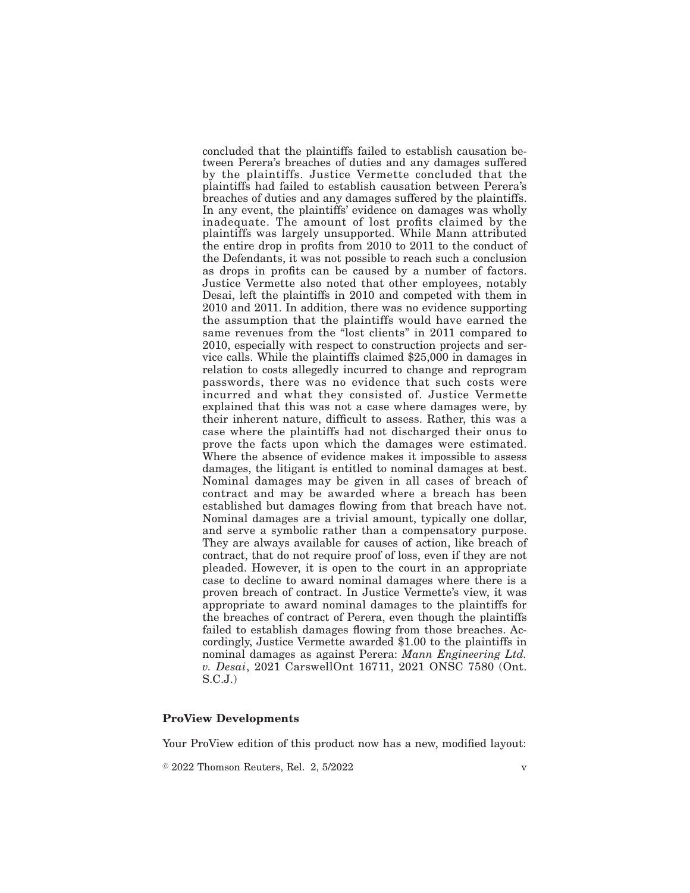concluded that the plaintiffs failed to establish causation between Perera's breaches of duties and any damages suffered by the plaintiffs. Justice Vermette concluded that the plaintiffs had failed to establish causation between Perera's breaches of duties and any damages suffered by the plaintiffs. In any event, the plaintiffs' evidence on damages was wholly inadequate. The amount of lost profits claimed by the plaintiffs was largely unsupported. While Mann attributed the entire drop in profits from 2010 to 2011 to the conduct of the Defendants, it was not possible to reach such a conclusion as drops in profits can be caused by a number of factors. Justice Vermette also noted that other employees, notably Desai, left the plaintiffs in 2010 and competed with them in 2010 and 2011. In addition, there was no evidence supporting the assumption that the plaintiffs would have earned the same revenues from the "lost clients" in 2011 compared to 2010, especially with respect to construction projects and service calls. While the plaintiffs claimed $25,000 in damages in relation to costs allegedly incurred to change and reprogram passwords, there was no evidence that such costs were incurred and what they consisted of. Justice Vermette explained that this was not a case where damages were, by their inherent nature, difficult to assess. Rather, this was a case where the plaintiffs had not discharged their onus to prove the facts upon which the damages were estimated. Where the absence of evidence makes it impossible to assess damages, the litigant is entitled to nominal damages at best. Nominal damages may be given in all cases of breach of contract and may be awarded where a breach has been established but damages flowing from that breach have not. Nominal damages are a trivial amount, typically one dollar, and serve a symbolic rather than a compensatory purpose. They are always available for causes of action, like breach of contract, that do not require proof of loss, even if they are not pleaded. However, it is open to the court in an appropriate case to decline to award nominal damages where there is a proven breach of contract. In Justice Vermette's view, it was appropriate to award nominal damages to the plaintiffs for the breaches of contract of Perera, even though the plaintiffs failed to establish damages flowing from those breaches. Accordingly, Justice Vermette awarded $1.00 to the plaintiffs in nominal damages as against Perera: *Mann Engineering Ltd. v. Desai*, 2021 CarswellOnt 16711, 2021 ONSC 7580 (Ont. S.C.J.)

**ProView Developments**

Your ProView edition of this product now has a new, modified layout: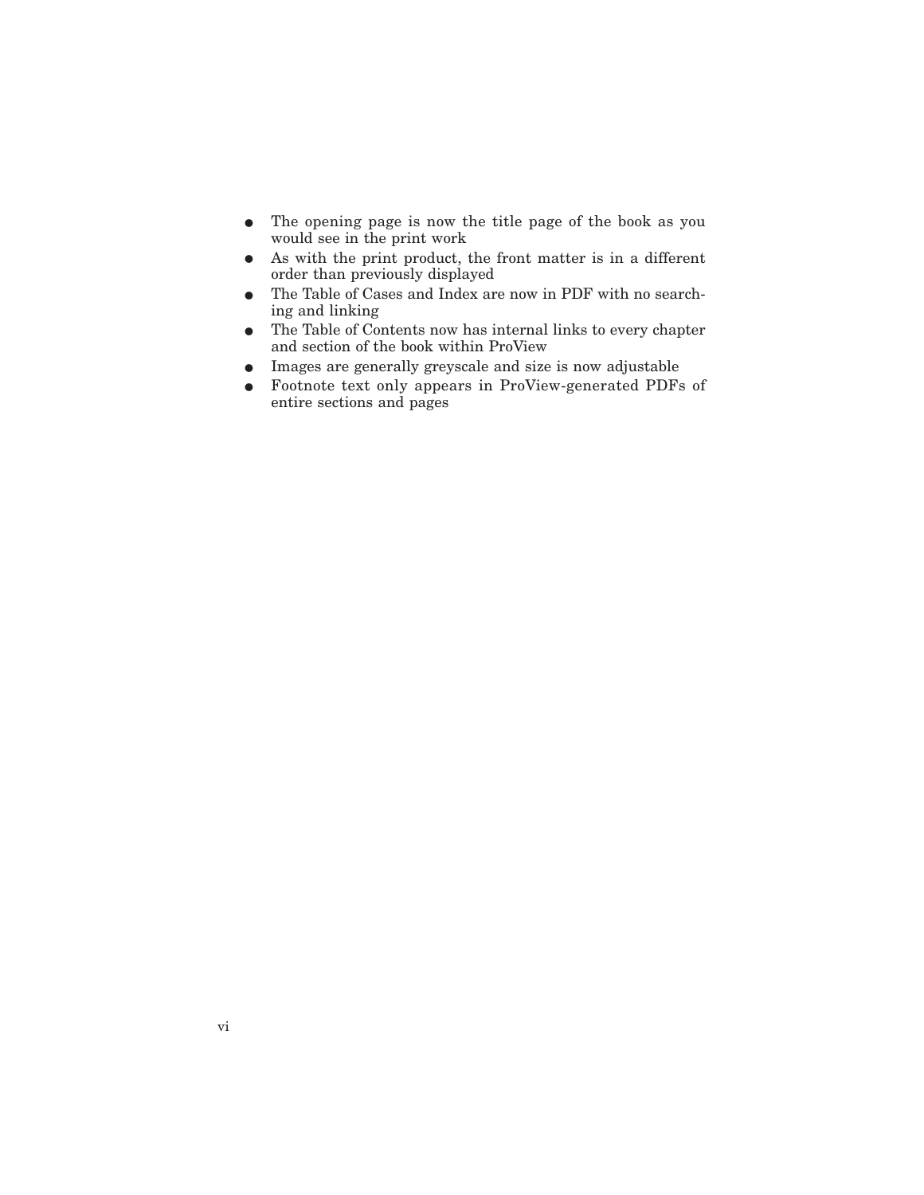- The opening page is now the title page of the book as you would see in the print work
- As with the print product, the front matter is in a different order than previously displayed
- The Table of Cases and Index are now in PDF with no searching and linking
- The Table of Contents now has internal links to every chapter and section of the book within ProView
- Images are generally greyscale and size is now adjustable
- Footnote text only appears in ProView-generated PDFs of entire sections and pages